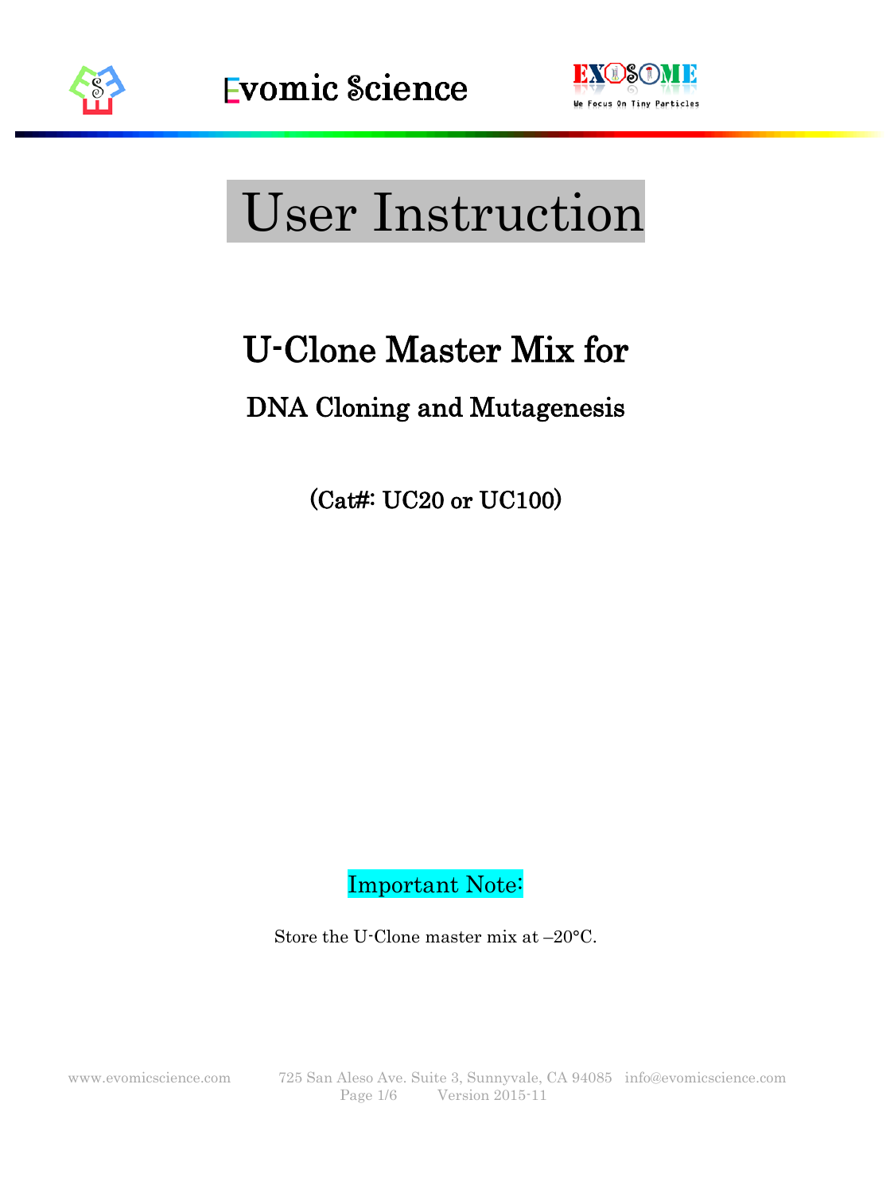Evomic Science

# User Instruction

## U-Clone Master Mix for

### DNA Cloning and Mutagenesis

(Cat#: UC20 or UC100)

Important Note:

Store the U-Clone master mix at –20°C.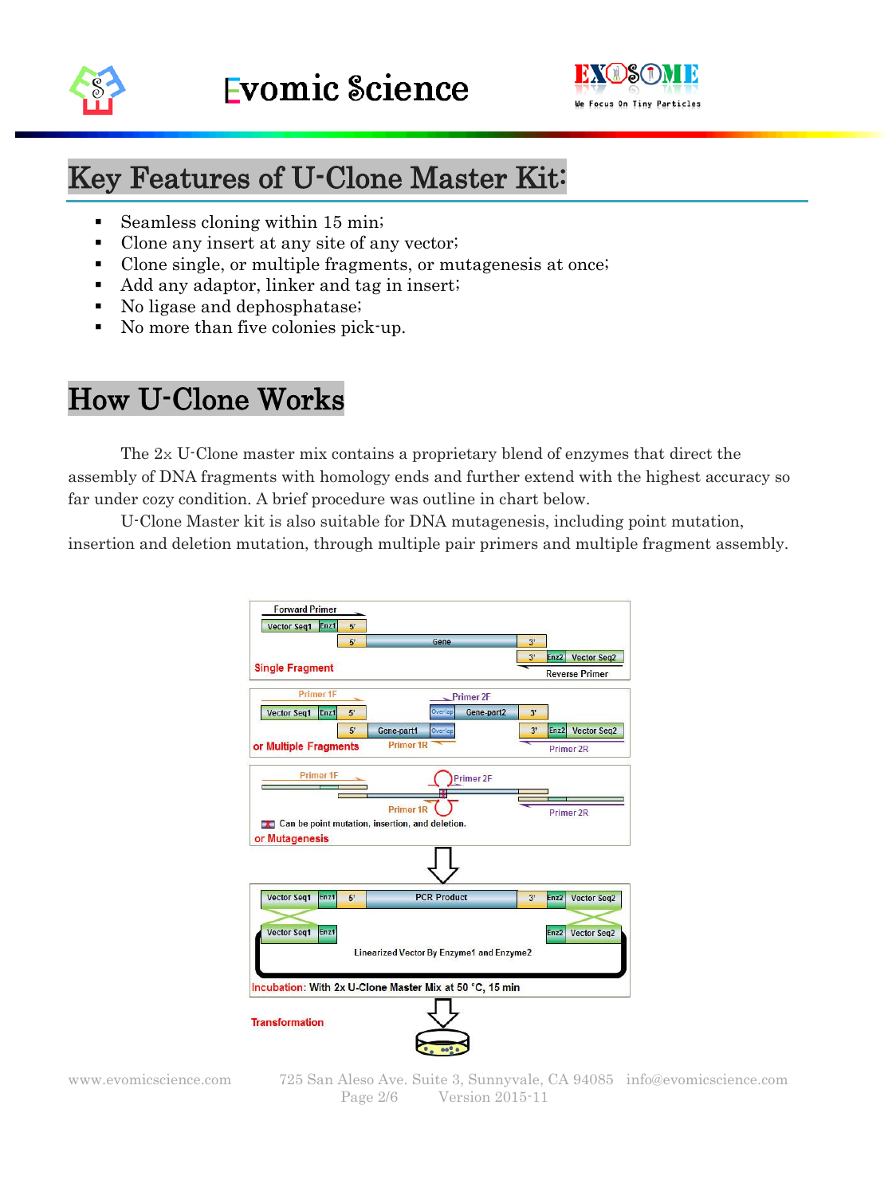## Key Features of U-Clone Master Kit:

- Seamless cloning within 15 min;
- Clone any insert at any site of any vector;
- Clone single, or multiple fragments, or mutagenesis at once;
- Add any adaptor, linker and tag in insert;
- No ligase and dephosphatase;
- No more than five colonies pick-up.

## How U-Clone Works

The 2x U-Clone master mix contains a proprietary blend of enzymes that direct the assembly of DNA fragments with homology ends and further extend with the highest accuracy so far under cozy condition. A brief procedure was outline in chart below.

U-Clone Master kit is also suitable for DNA mutagenesis, including point mutation, insertion and deletion mutation, through multiple pair primers and multiple fragment assembly.

Forward Primer
Vector Seq1 Enz1 5'
5' Gene 3'
3' Enz2 Vector Seq2
Reverse Primer
Single Fragment

Primer 1F
Primer 2F
Vector Seq1 Enz1 5'
Overlap Gene-part2 3'
5' Gene-part1 Overlap
3' Enz2 Vector Seq2
or Multiple Fragments
Primer 1R
Primer 2R

Primer 1F
Primer 2F
Primer 1R
Primer 2R
Can be point mutation, insertion, and deletion.
or Mutagenesis

Vector Seq1 Enz1 5' PCR Product 3' Enz2 Vector Seq2
Vector Seq1 Enz1
Enz2 Vector Seq2
Linearized Vector By Enzyme1 and Enzyme2
Incubation: With 2x U-Clone Master Mix at 50 °C, 15 min

Transformation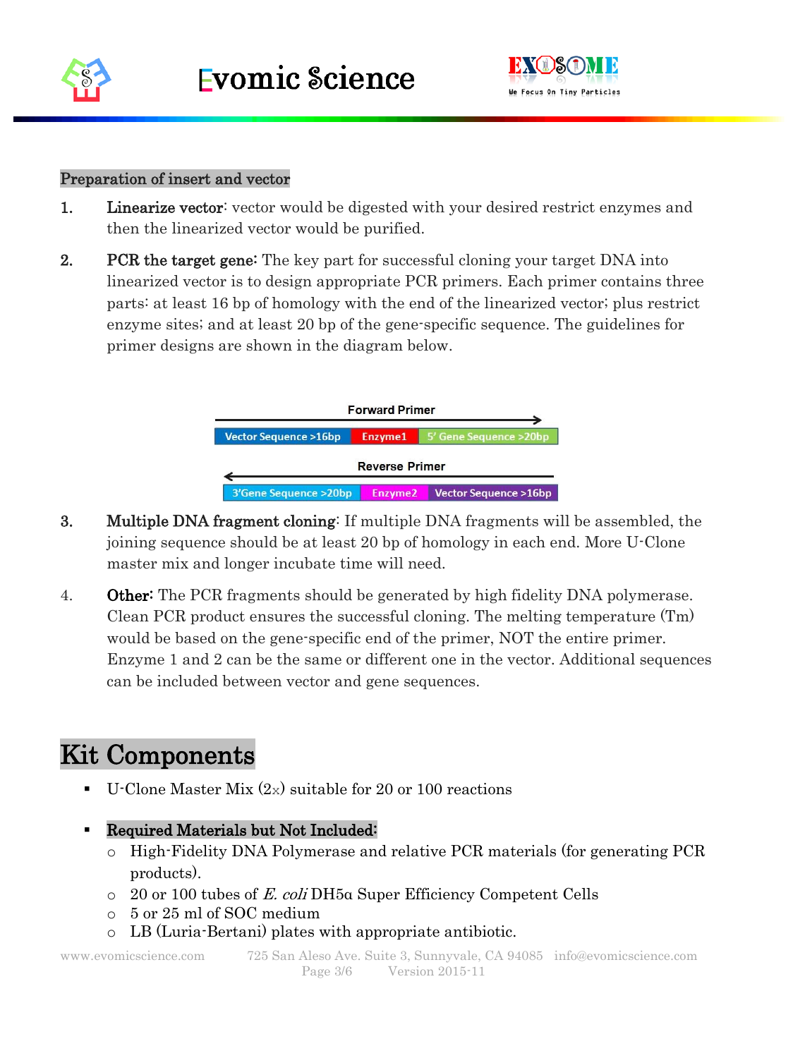## Preparation of insert and vector

1. **Linearize vector**: vector would be digested with your desired restrict enzymes and then the linearized vector would be purified.

2. **PCR the target gene:** The key part for successful cloning your target DNA into linearized vector is to design appropriate PCR primers. Each primer contains three parts: at least 16 bp of homology with the end of the linearized vector; plus restrict enzyme sites; and at least 20 bp of the gene-specific sequence. The guidelines for primer designs are shown in the diagram below.

Forward Primer

Vector Sequence >16bp | Enzyme1 | 5' Gene Sequence >20bp

Reverse Primer

3'Gene Sequence >20bp | Enzyme2 | Vector Sequence >16bp

3. **Multiple DNA fragment cloning**: If multiple DNA fragments will be assembled, the joining sequence should be at least 20 bp of homology in each end. More U-Clone master mix and longer incubate time will need.

4. **Other:** The PCR fragments should be generated by high fidelity DNA polymerase. Clean PCR product ensures the successful cloning. The melting temperature (Tm) would be based on the gene-specific end of the primer, NOT the entire primer. Enzyme 1 and 2 can be the same or different one in the vector. Additional sequences can be included between vector and gene sequences.

# Kit Components

- U-Clone Master Mix (2×) suitable for 20 or 100 reactions

- **Required Materials but Not Included:**
  - High-Fidelity DNA Polymerase and relative PCR materials (for generating PCR products).
  - 20 or 100 tubes of *E. coli* DH5α Super Efficiency Competent Cells
  - 5 or 25 ml of SOC medium
  - LB (Luria-Bertani) plates with appropriate antibiotic.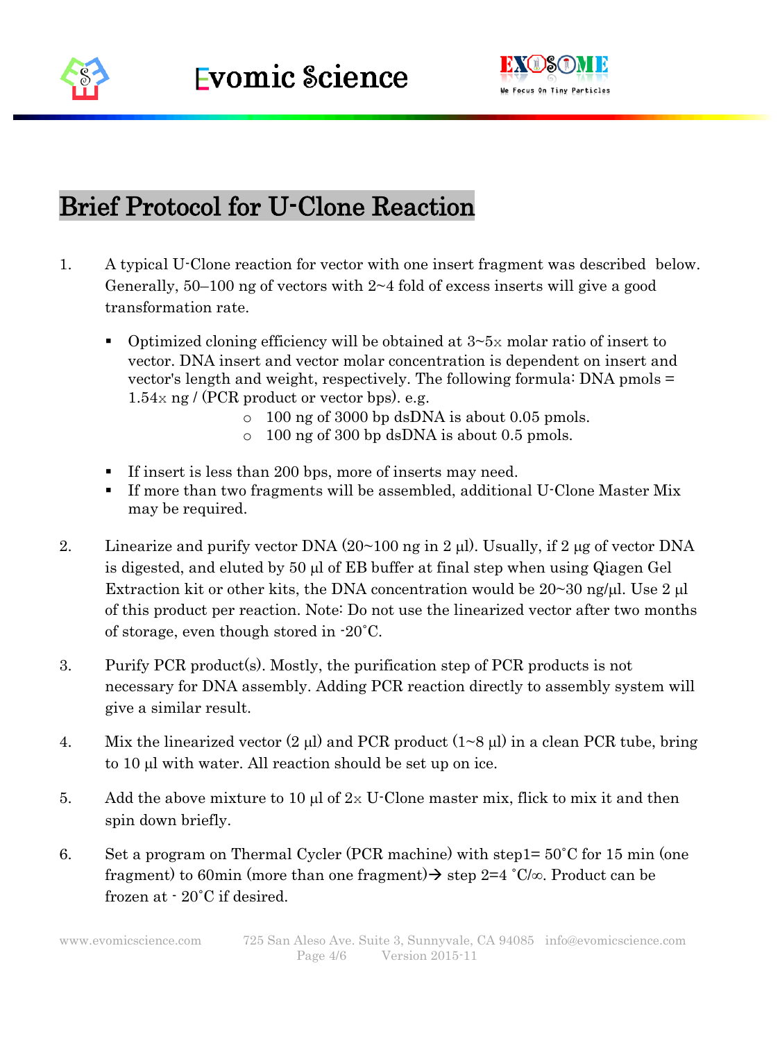# Brief Protocol for U-Clone Reaction

1. A typical U-Clone reaction for vector with one insert fragment was described below. Generally, 50–100 ng of vectors with 2~4 fold of excess inserts will give a good transformation rate.

   - Optimized cloning efficiency will be obtained at 3~5× molar ratio of insert to vector. DNA insert and vector molar concentration is dependent on insert and vector's length and weight, respectively. The following formula: DNA pmols = 1.54× ng / (PCR product or vector bps). e.g.
     - 100 ng of 3000 bp dsDNA is about 0.05 pmols.
     - 100 ng of 300 bp dsDNA is about 0.5 pmols.
   - If insert is less than 200 bps, more of inserts may need.
   - If more than two fragments will be assembled, additional U-Clone Master Mix may be required.

2. Linearize and purify vector DNA (20~100 ng in 2 μl). Usually, if 2 μg of vector DNA is digested, and eluted by 50 μl of EB buffer at final step when using Qiagen Gel Extraction kit or other kits, the DNA concentration would be 20~30 ng/μl. Use 2 μl of this product per reaction. Note: Do not use the linearized vector after two months of storage, even though stored in -20˚C.

3. Purify PCR product(s). Mostly, the purification step of PCR products is not necessary for DNA assembly. Adding PCR reaction directly to assembly system will give a similar result.

4. Mix the linearized vector (2 μl) and PCR product (1~8 μl) in a clean PCR tube, bring to 10 μl with water. All reaction should be set up on ice.

5. Add the above mixture to 10 μl of 2× U-Clone master mix, flick to mix it and then spin down briefly.

6. Set a program on Thermal Cycler (PCR machine) with step1= 50˚C for 15 min (one fragment) to 60min (more than one fragment)→ step 2=4 ˚C/∞. Product can be frozen at - 20˚C if desired.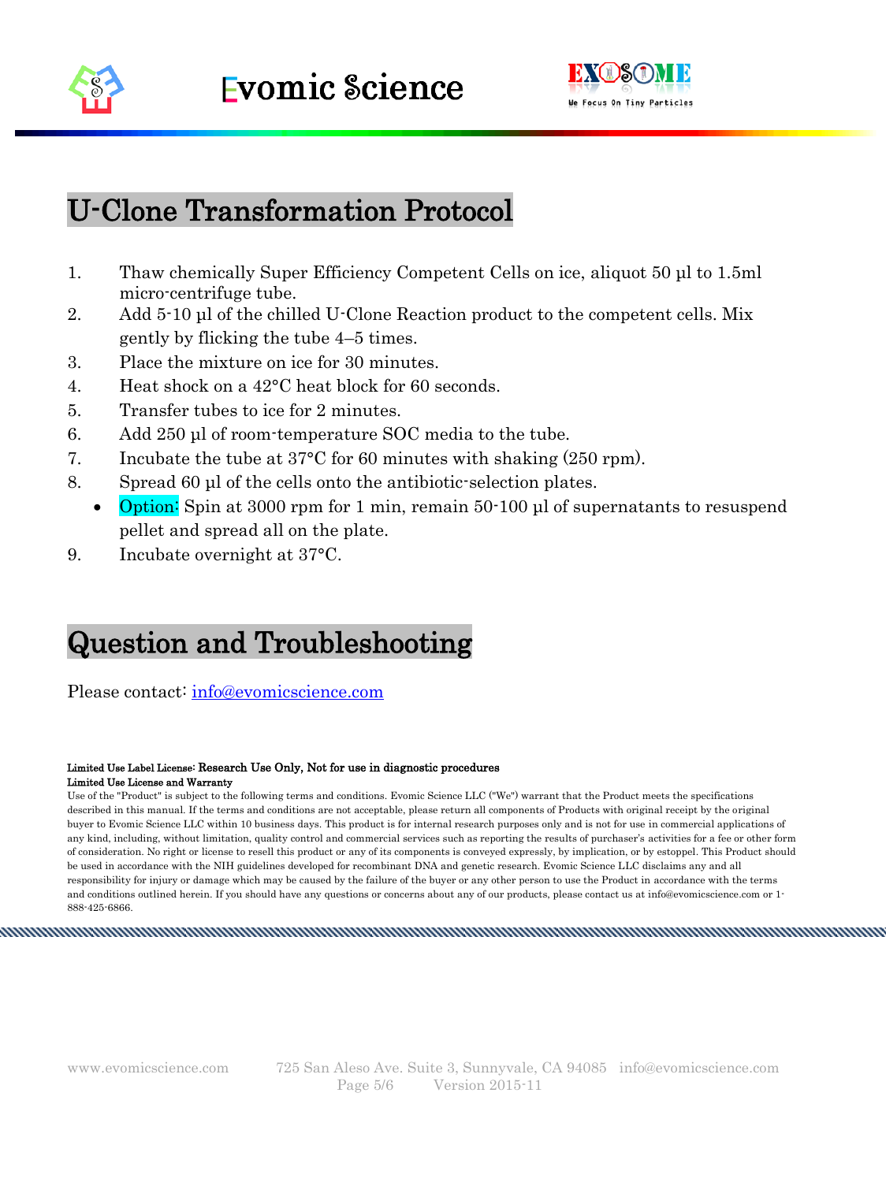## U-Clone Transformation Protocol

1. Thaw chemically Super Efficiency Competent Cells on ice, aliquot 50 µl to 1.5ml micro-centrifuge tube.
2. Add 5-10 µl of the chilled U-Clone Reaction product to the competent cells. Mix gently by flicking the tube 4–5 times.
3. Place the mixture on ice for 30 minutes.
4. Heat shock on a 42°C heat block for 60 seconds.
5. Transfer tubes to ice for 2 minutes.
6. Add 250 µl of room-temperature SOC media to the tube.
7. Incubate the tube at 37°C for 60 minutes with shaking (250 rpm).
8. Spread 60 µl of the cells onto the antibiotic-selection plates.
   - Option: Spin at 3000 rpm for 1 min, remain 50-100 µl of supernatants to resuspend pellet and spread all on the plate.
9. Incubate overnight at 37°C.

## Question and Troubleshooting

Please contact: info@evomicscience.com

**Limited Use Label License: Research Use Only, Not for use in diagnostic procedures**
**Limited Use License and Warranty**

Use of the "Product" is subject to the following terms and conditions. Evomic Science LLC ("We") warrant that the Product meets the specifications described in this manual. If the terms and conditions are not acceptable, please return all components of Products with original receipt by the original buyer to Evomic Science LLC within 10 business days. This product is for internal research purposes only and is not for use in commercial applications of any kind, including, without limitation, quality control and commercial services such as reporting the results of purchaser's activities for a fee or other form of consideration. No right or license to resell this product or any of its components is conveyed expressly, by implication, or by estoppel. This Product should be used in accordance with the NIH guidelines developed for recombinant DNA and genetic research. Evomic Science LLC disclaims any and all responsibility for injury or damage which may be caused by the failure of the buyer or any other person to use the Product in accordance with the terms and conditions outlined herein. If you should have any questions or concerns about any of our products, please contact us at info@evomicscience.com or 1-888-425-6866.